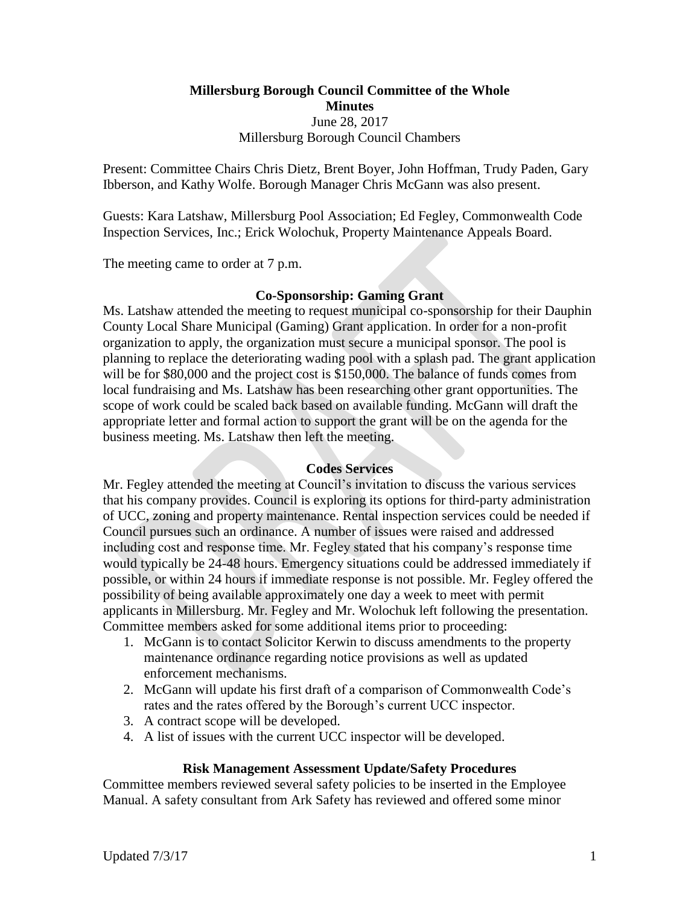**Millersburg Borough Council Committee of the Whole**
**Minutes**
June 28, 2017
Millersburg Borough Council Chambers

Present: Committee Chairs Chris Dietz, Brent Boyer, John Hoffman, Trudy Paden, Gary Ibberson, and Kathy Wolfe. Borough Manager Chris McGann was also present.

Guests: Kara Latshaw, Millersburg Pool Association; Ed Fegley, Commonwealth Code Inspection Services, Inc.; Erick Wolochuk, Property Maintenance Appeals Board.

The meeting came to order at 7 p.m.

### Co-Sponsorship: Gaming Grant

Ms. Latshaw attended the meeting to request municipal co-sponsorship for their Dauphin County Local Share Municipal (Gaming) Grant application. In order for a non-profit organization to apply, the organization must secure a municipal sponsor. The pool is planning to replace the deteriorating wading pool with a splash pad. The grant application will be for $80,000 and the project cost is $150,000. The balance of funds comes from local fundraising and Ms. Latshaw has been researching other grant opportunities. The scope of work could be scaled back based on available funding. McGann will draft the appropriate letter and formal action to support the grant will be on the agenda for the business meeting. Ms. Latshaw then left the meeting.

### Codes Services

Mr. Fegley attended the meeting at Council's invitation to discuss the various services that his company provides. Council is exploring its options for third-party administration of UCC, zoning and property maintenance. Rental inspection services could be needed if Council pursues such an ordinance. A number of issues were raised and addressed including cost and response time. Mr. Fegley stated that his company's response time would typically be 24-48 hours. Emergency situations could be addressed immediately if possible, or within 24 hours if immediate response is not possible. Mr. Fegley offered the possibility of being available approximately one day a week to meet with permit applicants in Millersburg. Mr. Fegley and Mr. Wolochuk left following the presentation. Committee members asked for some additional items prior to proceeding:

1. McGann is to contact Solicitor Kerwin to discuss amendments to the property maintenance ordinance regarding notice provisions as well as updated enforcement mechanisms.
2. McGann will update his first draft of a comparison of Commonwealth Code's rates and the rates offered by the Borough's current UCC inspector.
3. A contract scope will be developed.
4. A list of issues with the current UCC inspector will be developed.

### Risk Management Assessment Update/Safety Procedures

Committee members reviewed several safety policies to be inserted in the Employee Manual. A safety consultant from Ark Safety has reviewed and offered some minor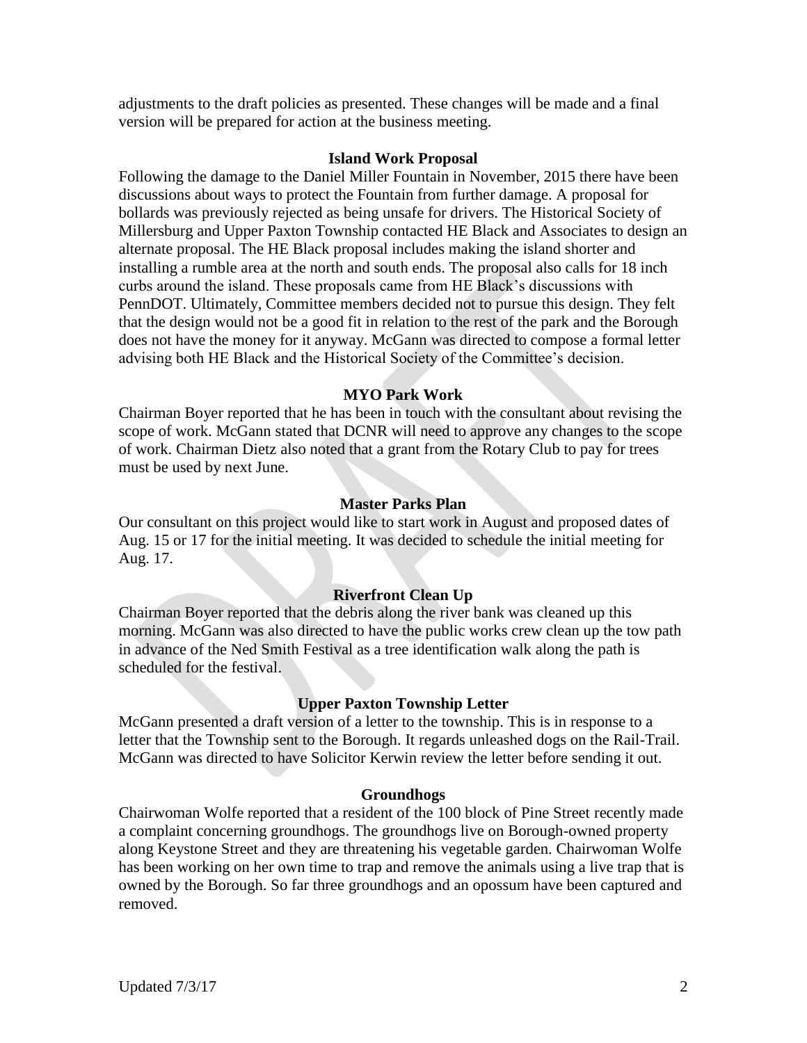adjustments to the draft policies as presented. These changes will be made and a final version will be prepared for action at the business meeting.

**Island Work Proposal**

Following the damage to the Daniel Miller Fountain in November, 2015 there have been discussions about ways to protect the Fountain from further damage. A proposal for bollards was previously rejected as being unsafe for drivers. The Historical Society of Millersburg and Upper Paxton Township contacted HE Black and Associates to design an alternate proposal. The HE Black proposal includes making the island shorter and installing a rumble area at the north and south ends. The proposal also calls for 18 inch curbs around the island. These proposals came from HE Black's discussions with PennDOT. Ultimately, Committee members decided not to pursue this design. They felt that the design would not be a good fit in relation to the rest of the park and the Borough does not have the money for it anyway. McGann was directed to compose a formal letter advising both HE Black and the Historical Society of the Committee's decision.

**MYO Park Work**

Chairman Boyer reported that he has been in touch with the consultant about revising the scope of work. McGann stated that DCNR will need to approve any changes to the scope of work. Chairman Dietz also noted that a grant from the Rotary Club to pay for trees must be used by next June.

**Master Parks Plan**

Our consultant on this project would like to start work in August and proposed dates of Aug. 15 or 17 for the initial meeting. It was decided to schedule the initial meeting for Aug. 17.

**Riverfront Clean Up**

Chairman Boyer reported that the debris along the river bank was cleaned up this morning. McGann was also directed to have the public works crew clean up the tow path in advance of the Ned Smith Festival as a tree identification walk along the path is scheduled for the festival.

**Upper Paxton Township Letter**

McGann presented a draft version of a letter to the township. This is in response to a letter that the Township sent to the Borough. It regards unleashed dogs on the Rail-Trail. McGann was directed to have Solicitor Kerwin review the letter before sending it out.

**Groundhogs**

Chairwoman Wolfe reported that a resident of the 100 block of Pine Street recently made a complaint concerning groundhogs. The groundhogs live on Borough-owned property along Keystone Street and they are threatening his vegetable garden. Chairwoman Wolfe has been working on her own time to trap and remove the animals using a live trap that is owned by the Borough. So far three groundhogs and an opossum have been captured and removed.

Updated 7/3/17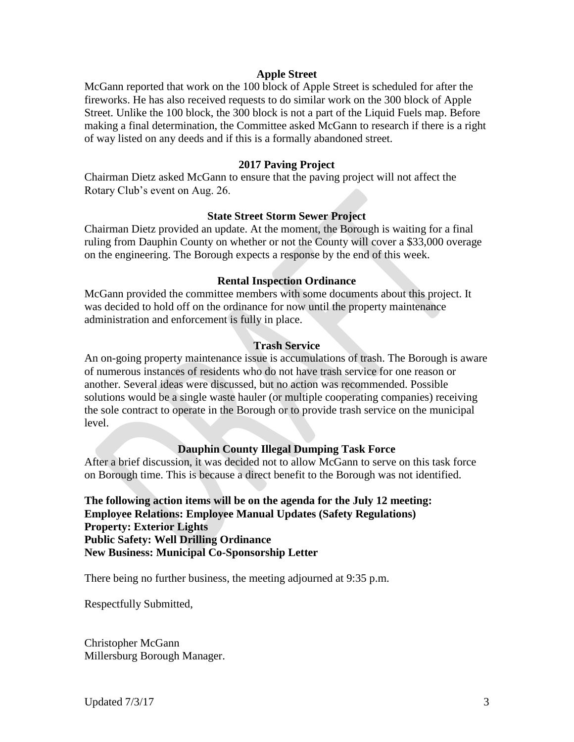### Apple Street

McGann reported that work on the 100 block of Apple Street is scheduled for after the fireworks. He has also received requests to do similar work on the 300 block of Apple Street. Unlike the 100 block, the 300 block is not a part of the Liquid Fuels map. Before making a final determination, the Committee asked McGann to research if there is a right of way listed on any deeds and if this is a formally abandoned street.

### 2017 Paving Project

Chairman Dietz asked McGann to ensure that the paving project will not affect the Rotary Club's event on Aug. 26.

### State Street Storm Sewer Project

Chairman Dietz provided an update. At the moment, the Borough is waiting for a final ruling from Dauphin County on whether or not the County will cover a $33,000 overage on the engineering. The Borough expects a response by the end of this week.

### Rental Inspection Ordinance

McGann provided the committee members with some documents about this project. It was decided to hold off on the ordinance for now until the property maintenance administration and enforcement is fully in place.

### Trash Service

An on-going property maintenance issue is accumulations of trash. The Borough is aware of numerous instances of residents who do not have trash service for one reason or another. Several ideas were discussed, but no action was recommended. Possible solutions would be a single waste hauler (or multiple cooperating companies) receiving the sole contract to operate in the Borough or to provide trash service on the municipal level.

### Dauphin County Illegal Dumping Task Force

After a brief discussion, it was decided not to allow McGann to serve on this task force on Borough time. This is because a direct benefit to the Borough was not identified.

**The following action items will be on the agenda for the July 12 meeting:**
**Employee Relations: Employee Manual Updates (Safety Regulations)**
**Property: Exterior Lights**
**Public Safety: Well Drilling Ordinance**
**New Business: Municipal Co-Sponsorship Letter**

There being no further business, the meeting adjourned at 9:35 p.m.

Respectfully Submitted,

Christopher McGann
Millersburg Borough Manager.

Updated 7/3/17